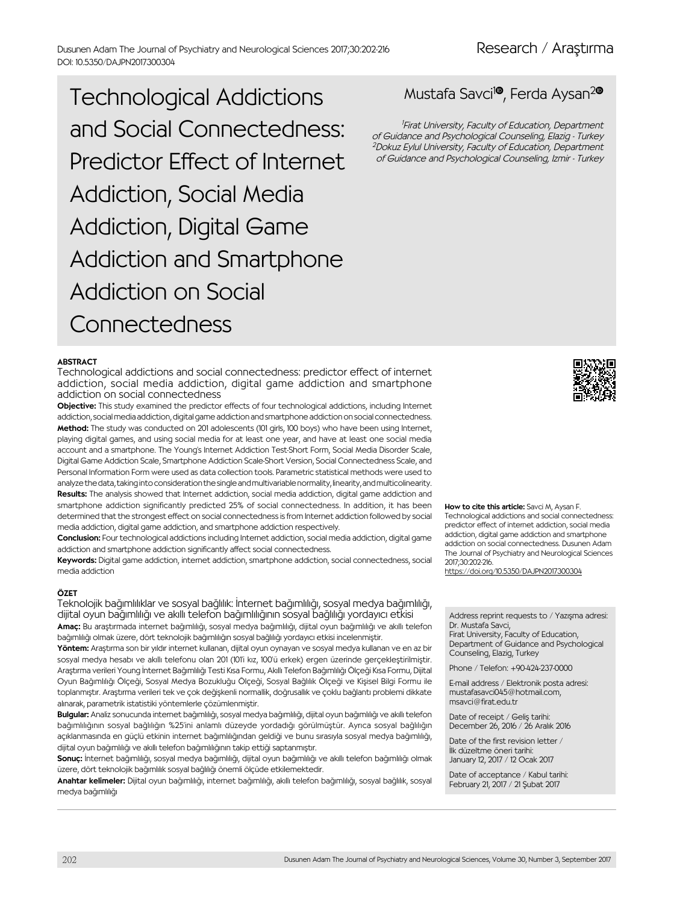Research / Araştırma

# Technological Addictions and Social Connectedness: Predictor Effect of Internet Addiction, Social Media Addiction, Digital Game Addiction and Smartphone Addiction on Social Connectedness

Mustafa Savci[1], Ferda Aysan[2]

[1]Firat University, Faculty of Education, Department of Guidance and Psychological Counseling, Elazig - Turkey
[2]Dokuz Eylul University, Faculty of Education, Department of Guidance and Psychological Counseling, Izmir - Turkey

## ABSTRACT

Technological addictions and social connectedness: predictor effect of internet addiction, social media addiction, digital game addiction and smartphone addiction on social connectedness

**Objective:** This study examined the predictor effects of four technological addictions, including Internet addiction, social media addiction, digital game addiction and smartphone addiction on social connectedness.

**Method:** The study was conducted on 201 adolescents (101 girls, 100 boys) who have been using Internet, playing digital games, and using social media for at least one year, and have at least one social media account and a smartphone. The Young's Internet Addiction Test-Short Form, Social Media Disorder Scale, Digital Game Addiction Scale, Smartphone Addiction Scale-Short Version, Social Connectedness Scale, and Personal Information Form were used as data collection tools. Parametric statistical methods were used to analyze the data, taking into consideration the single and multivariable normality, linearity, and multicolinearity.

**Results:** The analysis showed that Internet addiction, social media addiction, digital game addiction and smartphone addiction significantly predicted 25% of social connectedness. In addition, it has been determined that the strongest effect on social connectedness is from Internet addiction followed by social media addiction, digital game addiction, and smartphone addiction respectively.

**Conclusion:** Four technological addictions including Internet addiction, social media addiction, digital game addiction and smartphone addiction significantly affect social connectedness.

**Keywords:** Digital game addiction, internet addiction, smartphone addiction, social connectedness, social media addiction

## ÖZET

Teknolojik bağımlılıklar ve sosyal bağlılık: İnternet bağımlılığı, sosyal medya bağımlılığı, dijital oyun bağımlılığı ve akıllı telefon bağımlılığının sosyal bağlılığı yordayıcı etkisi

**Amaç:** Bu araştırmada internet bağımlılığı, sosyal medya bağımlılığı, dijital oyun bağımlılığı ve akıllı telefon bağımlılığı olmak üzere, dört teknolojik bağımlılığın sosyal bağlılığı yordayıcı etkisi incelenmiştir.

**Yöntem:** Araştırma son bir yıldır internet kullanan, dijital oyun oynayan ve sosyal medya kullanan ve en az bir sosyal medya hesabı ve akıllı telefonu olan 201 (101'i kız, 100'ü erkek) ergen üzerinde gerçekleştirilmiştir. Araştırma verileri Young İnternet Bağımlılığı Testi Kısa Formu, Akıllı Telefon Bağımlılığı Ölçeği Kısa Formu, Dijital Oyun Bağımlılığı Ölçeği, Sosyal Medya Bozukluğu Ölçeği, Sosyal Bağlılık Ölçeği ve Kişisel Bilgi Formu ile toplanmıştır. Araştırma verileri tek ve çok değişkenli normallik, doğrusallık ve çoklu bağlantı problemi dikkate alınarak, parametrik istatistiki yöntemlerle çözümlenmiştir.

**Bulgular:** Analiz sonucunda internet bağımlılığı, sosyal medya bağımlılığı, dijital oyun bağımlılığı ve akıllı telefon bağımlılığının sosyal bağlılığın %25'ini anlamlı düzeyde yordadığı görülmüştür. Ayrıca sosyal bağlılığın açıklanmasında en güçlü etkinin internet bağımlılığından geldiği ve bunu sırasıyla sosyal medya bağımlılığı, dijital oyun bağımlılığı ve akıllı telefon bağımlılığının takip ettiği saptanmıştır.

**Sonuç:** İnternet bağımlılığı, sosyal medya bağımlılığı, dijital oyun bağımlılığı ve akıllı telefon bağımlılığı olmak üzere, dört teknolojik bağımlılık sosyal bağlılığı önemli ölçüde etkilemektedir.

**Anahtar kelimeler:** Dijital oyun bağımlılığı, internet bağımlılığı, akıllı telefon bağımlılığı, sosyal bağlılık, sosyal medya bağımlılığı

**How to cite this article:** Savci M, Aysan F. Technological addictions and social connectedness: predictor effect of internet addiction, social media addiction, digital game addiction and smartphone addiction on social connectedness. Dusunen Adam The Journal of Psychiatry and Neurological Sciences 2017;30:202-216. https://doi.org/10.5350/DAJPN2017300304

Address reprint requests to / Yazışma adresi: Dr. Mustafa Savci, Firat University, Faculty of Education, Department of Guidance and Psychological Counseling, Elazig, Turkey

Phone / Telefon: +90-424-237-0000

E-mail address / Elektronik posta adresi: mustafasavci045@hotmail.com, msavci@firat.edu.tr

Date of receipt / Geliş tarihi: December 26, 2016 / 26 Aralık 2016

Date of the first revision letter / İlk düzeltme öneri tarihi: January 12, 2017 / 12 Ocak 2017

Date of acceptance / Kabul tarihi: February 21, 2017 / 21 Şubat 2017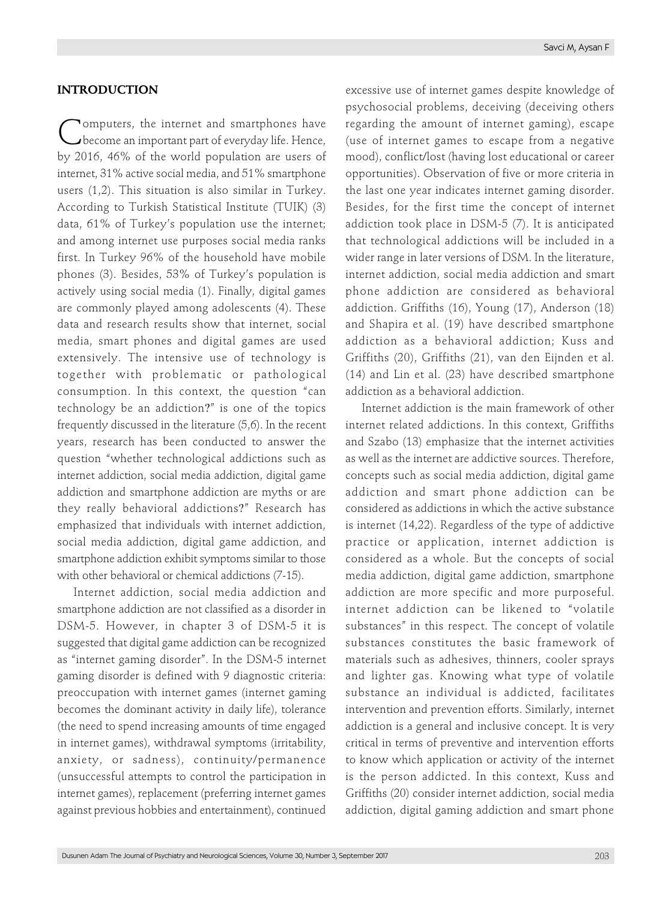## INTRODUCTION

Computers, the internet and smartphones have become an important part of everyday life. Hence, by 2016, 46% of the world population are users of internet, 31% active social media, and 51% smartphone users (1,2). This situation is also similar in Turkey. According to Turkish Statistical Institute (TUIK) (3) data, 61% of Turkey's population use the internet; and among internet use purposes social media ranks first. In Turkey 96% of the household have mobile phones (3). Besides, 53% of Turkey's population is actively using social media (1). Finally, digital games are commonly played among adolescents (4). These data and research results show that internet, social media, smart phones and digital games are used extensively. The intensive use of technology is together with problematic or pathological consumption. In this context, the question "can technology be an addiction?" is one of the topics frequently discussed in the literature (5,6). In the recent years, research has been conducted to answer the question "whether technological addictions such as internet addiction, social media addiction, digital game addiction and smartphone addiction are myths or are they really behavioral addictions?" Research has emphasized that individuals with internet addiction, social media addiction, digital game addiction, and smartphone addiction exhibit symptoms similar to those with other behavioral or chemical addictions (7-15).

Internet addiction, social media addiction and smartphone addiction are not classified as a disorder in DSM-5. However, in chapter 3 of DSM-5 it is suggested that digital game addiction can be recognized as "internet gaming disorder". In the DSM-5 internet gaming disorder is defined with 9 diagnostic criteria: preoccupation with internet games (internet gaming becomes the dominant activity in daily life), tolerance (the need to spend increasing amounts of time engaged in internet games), withdrawal symptoms (irritability, anxiety, or sadness), continuity/permanence (unsuccessful attempts to control the participation in internet games), replacement (preferring internet games against previous hobbies and entertainment), continued excessive use of internet games despite knowledge of psychosocial problems, deceiving (deceiving others regarding the amount of internet gaming), escape (use of internet games to escape from a negative mood), conflict/lost (having lost educational or career opportunities). Observation of five or more criteria in the last one year indicates internet gaming disorder. Besides, for the first time the concept of internet addiction took place in DSM-5 (7). It is anticipated that technological addictions will be included in a wider range in later versions of DSM. In the literature, internet addiction, social media addiction and smart phone addiction are considered as behavioral addiction. Griffiths (16), Young (17), Anderson (18) and Shapira et al. (19) have described smartphone addiction as a behavioral addiction; Kuss and Griffiths (20), Griffiths (21), van den Eijnden et al. (14) and Lin et al. (23) have described smartphone addiction as a behavioral addiction.

Internet addiction is the main framework of other internet related addictions. In this context, Griffiths and Szabo (13) emphasize that the internet activities as well as the internet are addictive sources. Therefore, concepts such as social media addiction, digital game addiction and smart phone addiction can be considered as addictions in which the active substance is internet (14,22). Regardless of the type of addictive practice or application, internet addiction is considered as a whole. But the concepts of social media addiction, digital game addiction, smartphone addiction are more specific and more purposeful. internet addiction can be likened to "volatile substances" in this respect. The concept of volatile substances constitutes the basic framework of materials such as adhesives, thinners, cooler sprays and lighter gas. Knowing what type of volatile substance an individual is addicted, facilitates intervention and prevention efforts. Similarly, internet addiction is a general and inclusive concept. It is very critical in terms of preventive and intervention efforts to know which application or activity of the internet is the person addicted. In this context, Kuss and Griffiths (20) consider internet addiction, social media addiction, digital gaming addiction and smart phone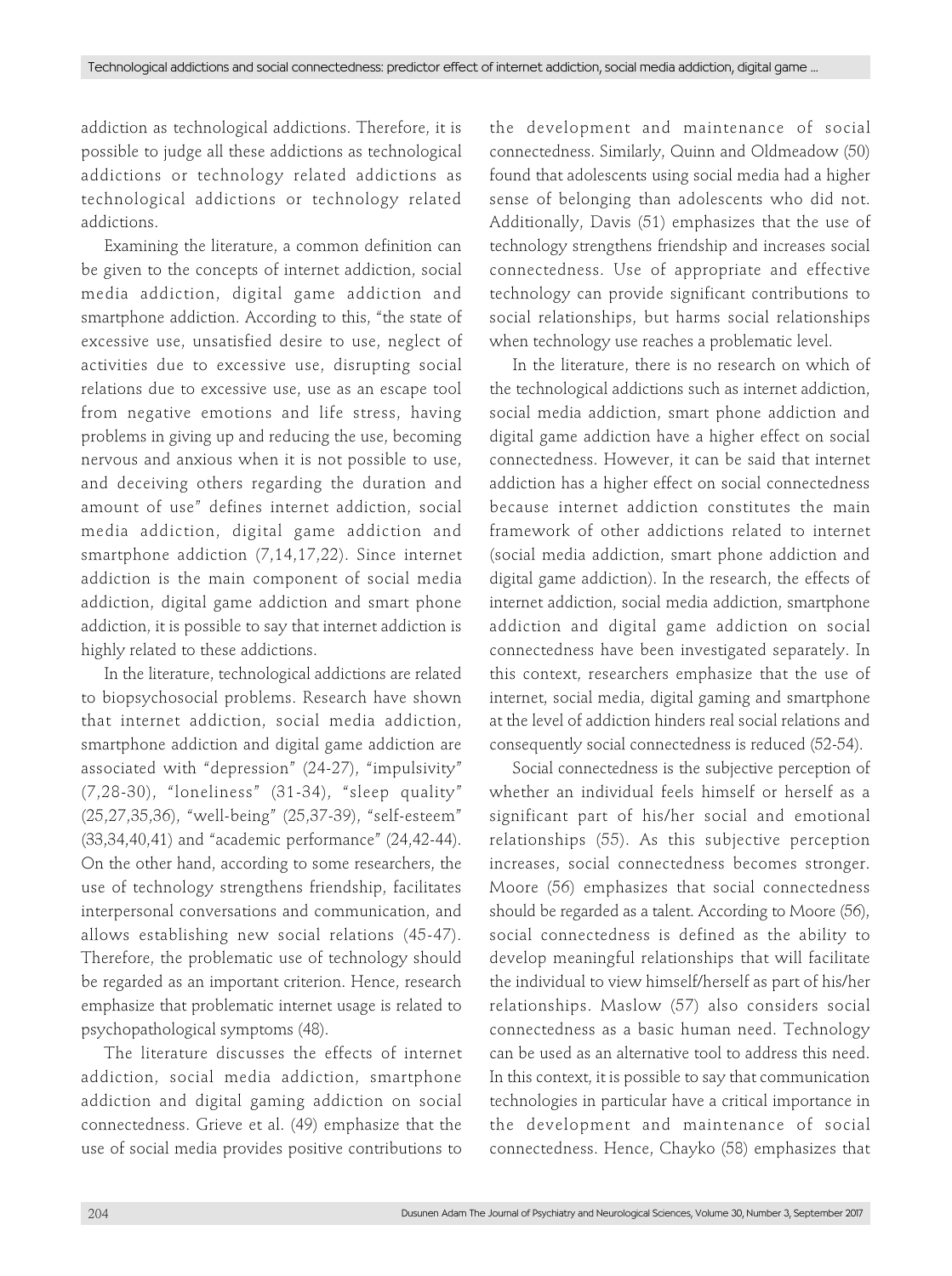addiction as technological addictions. Therefore, it is possible to judge all these addictions as technological addictions or technology related addictions as technological addictions or technology related addictions.

Examining the literature, a common definition can be given to the concepts of internet addiction, social media addiction, digital game addiction and smartphone addiction. According to this, "the state of excessive use, unsatisfied desire to use, neglect of activities due to excessive use, disrupting social relations due to excessive use, use as an escape tool from negative emotions and life stress, having problems in giving up and reducing the use, becoming nervous and anxious when it is not possible to use, and deceiving others regarding the duration and amount of use" defines internet addiction, social media addiction, digital game addiction and smartphone addiction (7,14,17,22). Since internet addiction is the main component of social media addiction, digital game addiction and smart phone addiction, it is possible to say that internet addiction is highly related to these addictions.

In the literature, technological addictions are related to biopsychosocial problems. Research have shown that internet addiction, social media addiction, smartphone addiction and digital game addiction are associated with "depression" (24-27), "impulsivity" (7,28-30), "loneliness" (31-34), "sleep quality" (25,27,35,36), "well-being" (25,37-39), "self-esteem" (33,34,40,41) and "academic performance" (24,42-44). On the other hand, according to some researchers, the use of technology strengthens friendship, facilitates interpersonal conversations and communication, and allows establishing new social relations (45-47). Therefore, the problematic use of technology should be regarded as an important criterion. Hence, research emphasize that problematic internet usage is related to psychopathological symptoms (48).

The literature discusses the effects of internet addiction, social media addiction, smartphone addiction and digital gaming addiction on social connectedness. Grieve et al. (49) emphasize that the use of social media provides positive contributions to the development and maintenance of social connectedness. Similarly, Quinn and Oldmeadow (50) found that adolescents using social media had a higher sense of belonging than adolescents who did not. Additionally, Davis (51) emphasizes that the use of technology strengthens friendship and increases social connectedness. Use of appropriate and effective technology can provide significant contributions to social relationships, but harms social relationships when technology use reaches a problematic level.

In the literature, there is no research on which of the technological addictions such as internet addiction, social media addiction, smart phone addiction and digital game addiction have a higher effect on social connectedness. However, it can be said that internet addiction has a higher effect on social connectedness because internet addiction constitutes the main framework of other addictions related to internet (social media addiction, smart phone addiction and digital game addiction). In the research, the effects of internet addiction, social media addiction, smartphone addiction and digital game addiction on social connectedness have been investigated separately. In this context, researchers emphasize that the use of internet, social media, digital gaming and smartphone at the level of addiction hinders real social relations and consequently social connectedness is reduced (52-54).

Social connectedness is the subjective perception of whether an individual feels himself or herself as a significant part of his/her social and emotional relationships (55). As this subjective perception increases, social connectedness becomes stronger. Moore (56) emphasizes that social connectedness should be regarded as a talent. According to Moore (56), social connectedness is defined as the ability to develop meaningful relationships that will facilitate the individual to view himself/herself as part of his/her relationships. Maslow (57) also considers social connectedness as a basic human need. Technology can be used as an alternative tool to address this need. In this context, it is possible to say that communication technologies in particular have a critical importance in the development and maintenance of social connectedness. Hence, Chayko (58) emphasizes that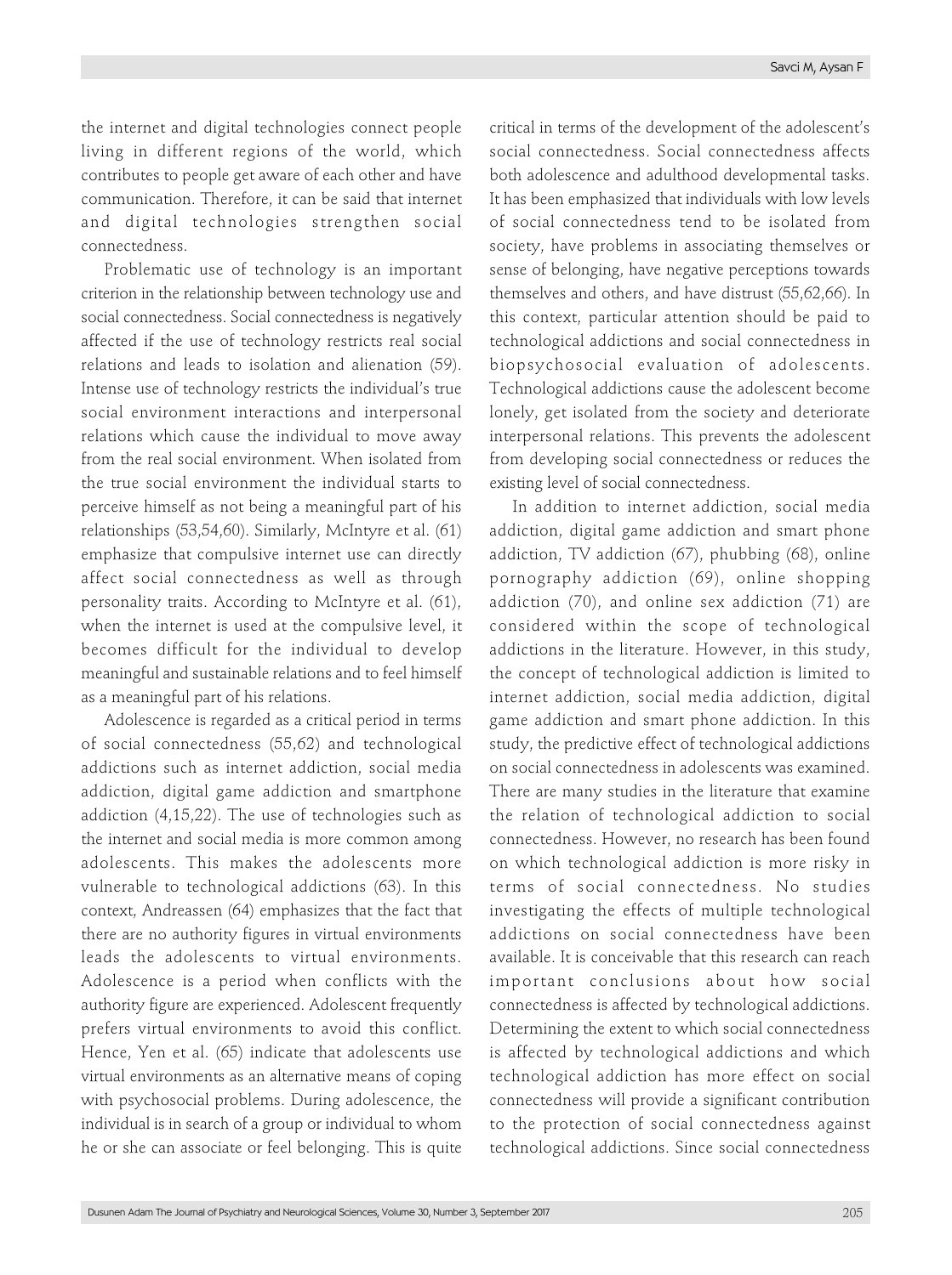the internet and digital technologies connect people living in different regions of the world, which contributes to people get aware of each other and have communication. Therefore, it can be said that internet and digital technologies strengthen social connectedness.

Problematic use of technology is an important criterion in the relationship between technology use and social connectedness. Social connectedness is negatively affected if the use of technology restricts real social relations and leads to isolation and alienation (59). Intense use of technology restricts the individual's true social environment interactions and interpersonal relations which cause the individual to move away from the real social environment. When isolated from the true social environment the individual starts to perceive himself as not being a meaningful part of his relationships (53,54,60). Similarly, McIntyre et al. (61) emphasize that compulsive internet use can directly affect social connectedness as well as through personality traits. According to McIntyre et al. (61), when the internet is used at the compulsive level, it becomes difficult for the individual to develop meaningful and sustainable relations and to feel himself as a meaningful part of his relations.

Adolescence is regarded as a critical period in terms of social connectedness (55,62) and technological addictions such as internet addiction, social media addiction, digital game addiction and smartphone addiction (4,15,22). The use of technologies such as the internet and social media is more common among adolescents. This makes the adolescents more vulnerable to technological addictions (63). In this context, Andreassen (64) emphasizes that the fact that there are no authority figures in virtual environments leads the adolescents to virtual environments. Adolescence is a period when conflicts with the authority figure are experienced. Adolescent frequently prefers virtual environments to avoid this conflict. Hence, Yen et al. (65) indicate that adolescents use virtual environments as an alternative means of coping with psychosocial problems. During adolescence, the individual is in search of a group or individual to whom he or she can associate or feel belonging. This is quite critical in terms of the development of the adolescent's social connectedness. Social connectedness affects both adolescence and adulthood developmental tasks. It has been emphasized that individuals with low levels of social connectedness tend to be isolated from society, have problems in associating themselves or sense of belonging, have negative perceptions towards themselves and others, and have distrust (55,62,66). In this context, particular attention should be paid to technological addictions and social connectedness in biopsychosocial evaluation of adolescents. Technological addictions cause the adolescent become lonely, get isolated from the society and deteriorate interpersonal relations. This prevents the adolescent from developing social connectedness or reduces the existing level of social connectedness.

In addition to internet addiction, social media addiction, digital game addiction and smart phone addiction, TV addiction (67), phubbing (68), online pornography addiction (69), online shopping addiction (70), and online sex addiction (71) are considered within the scope of technological addictions in the literature. However, in this study, the concept of technological addiction is limited to internet addiction, social media addiction, digital game addiction and smart phone addiction. In this study, the predictive effect of technological addictions on social connectedness in adolescents was examined. There are many studies in the literature that examine the relation of technological addiction to social connectedness. However, no research has been found on which technological addiction is more risky in terms of social connectedness. No studies investigating the effects of multiple technological addictions on social connectedness have been available. It is conceivable that this research can reach important conclusions about how social connectedness is affected by technological addictions. Determining the extent to which social connectedness is affected by technological addictions and which technological addiction has more effect on social connectedness will provide a significant contribution to the protection of social connectedness against technological addictions. Since social connectedness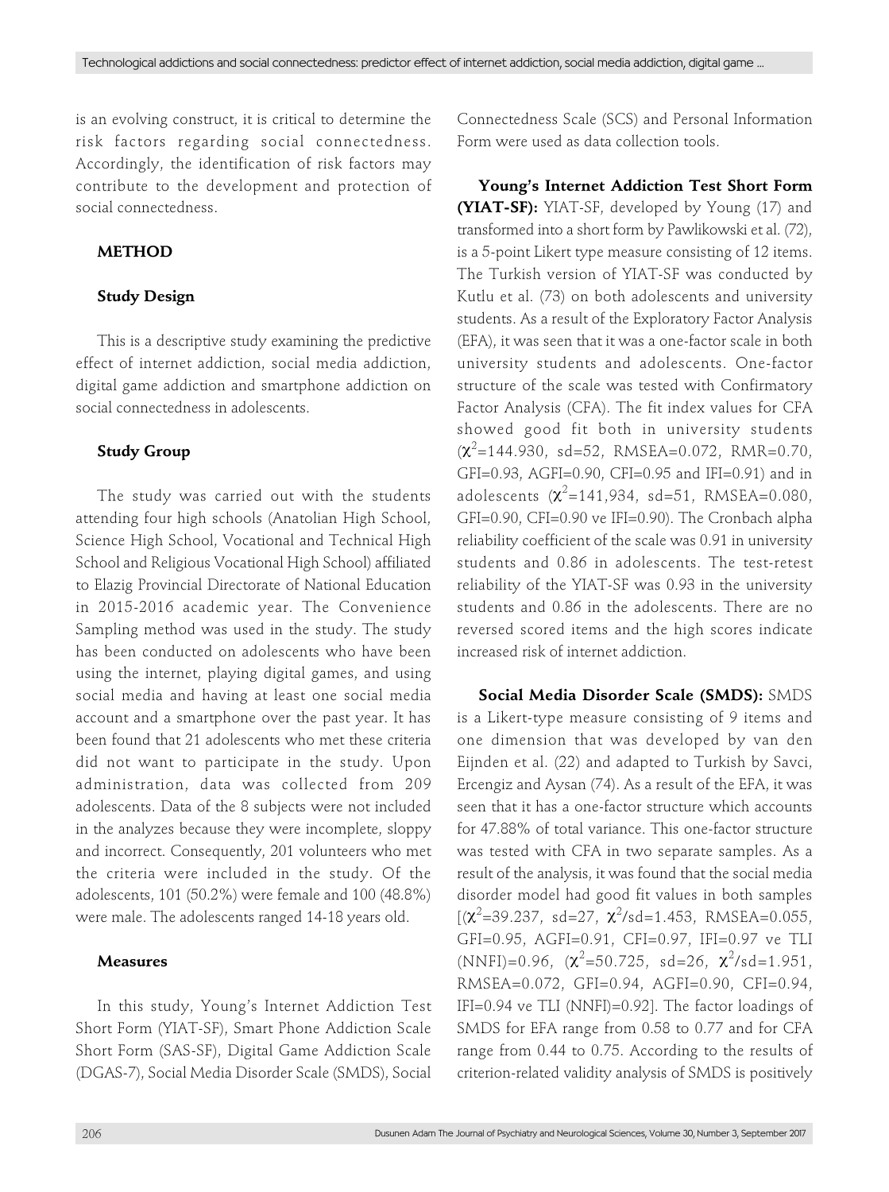is an evolving construct, it is critical to determine the risk factors regarding social connectedness. Accordingly, the identification of risk factors may contribute to the development and protection of social connectedness.

## METHOD

### Study Design

This is a descriptive study examining the predictive effect of internet addiction, social media addiction, digital game addiction and smartphone addiction on social connectedness in adolescents.

### Study Group

The study was carried out with the students attending four high schools (Anatolian High School, Science High School, Vocational and Technical High School and Religious Vocational High School) affiliated to Elazig Provincial Directorate of National Education in 2015-2016 academic year. The Convenience Sampling method was used in the study. The study has been conducted on adolescents who have been using the internet, playing digital games, and using social media and having at least one social media account and a smartphone over the past year. It has been found that 21 adolescents who met these criteria did not want to participate in the study. Upon administration, data was collected from 209 adolescents. Data of the 8 subjects were not included in the analyzes because they were incomplete, sloppy and incorrect. Consequently, 201 volunteers who met the criteria were included in the study. Of the adolescents, 101 (50.2%) were female and 100 (48.8%) were male. The adolescents ranged 14-18 years old.

### Measures

In this study, Young's Internet Addiction Test Short Form (YIAT-SF), Smart Phone Addiction Scale Short Form (SAS-SF), Digital Game Addiction Scale (DGAS-7), Social Media Disorder Scale (SMDS), Social Connectedness Scale (SCS) and Personal Information Form were used as data collection tools.

**Young's Internet Addiction Test Short Form (YIAT-SF):** YIAT-SF, developed by Young (17) and transformed into a short form by Pawlikowski et al. (72), is a 5-point Likert type measure consisting of 12 items. The Turkish version of YIAT-SF was conducted by Kutlu et al. (73) on both adolescents and university students. As a result of the Exploratory Factor Analysis (EFA), it was seen that it was a one-factor scale in both university students and adolescents. One-factor structure of the scale was tested with Confirmatory Factor Analysis (CFA). The fit index values for CFA showed good fit both in university students ($\chi^2$=144.930, sd=52, RMSEA=0.072, RMR=0.70, GFI=0.93, AGFI=0.90, CFI=0.95 and IFI=0.91) and in adolescents ($\chi^2$=141,934, sd=51, RMSEA=0.080, GFI=0.90, CFI=0.90 ve IFI=0.90). The Cronbach alpha reliability coefficient of the scale was 0.91 in university students and 0.86 in adolescents. The test-retest reliability of the YIAT-SF was 0.93 in the university students and 0.86 in the adolescents. There are no reversed scored items and the high scores indicate increased risk of internet addiction.

**Social Media Disorder Scale (SMDS):** SMDS is a Likert-type measure consisting of 9 items and one dimension that was developed by van den Eijnden et al. (22) and adapted to Turkish by Savci, Ercengiz and Aysan (74). As a result of the EFA, it was seen that it has a one-factor structure which accounts for 47.88% of total variance. This one-factor structure was tested with CFA in two separate samples. As a result of the analysis, it was found that the social media disorder model had good fit values in both samples [($\chi^2$=39.237, sd=27, $\chi^2$/sd=1.453, RMSEA=0.055, GFI=0.95, AGFI=0.91, CFI=0.97, IFI=0.97 ve TLI (NNFI)=0.96, ($\chi^2$=50.725, sd=26, $\chi^2$/sd=1.951, RMSEA=0.072, GFI=0.94, AGFI=0.90, CFI=0.94, IFI=0.94 ve TLI (NNFI)=0.92]. The factor loadings of SMDS for EFA range from 0.58 to 0.77 and for CFA range from 0.44 to 0.75. According to the results of criterion-related validity analysis of SMDS is positively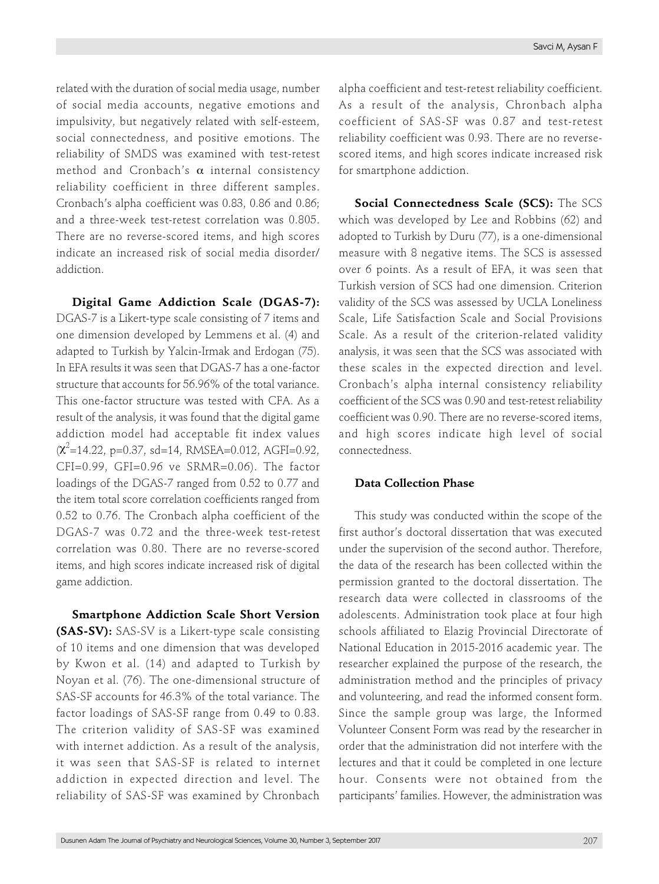related with the duration of social media usage, number of social media accounts, negative emotions and impulsivity, but negatively related with self-esteem, social connectedness, and positive emotions. The reliability of SMDS was examined with test-retest method and Cronbach's α internal consistency reliability coefficient in three different samples. Cronbach's alpha coefficient was 0.83, 0.86 and 0.86; and a three-week test-retest correlation was 0.805. There are no reverse-scored items, and high scores indicate an increased risk of social media disorder/addiction.

**Digital Game Addiction Scale (DGAS-7):** DGAS-7 is a Likert-type scale consisting of 7 items and one dimension developed by Lemmens et al. (4) and adapted to Turkish by Yalcin-Irmak and Erdogan (75). In EFA results it was seen that DGAS-7 has a one-factor structure that accounts for 56.96% of the total variance. This one-factor structure was tested with CFA. As a result of the analysis, it was found that the digital game addiction model had acceptable fit index values ($\chi^2$=14.22, p=0.37, sd=14, RMSEA=0.012, AGFI=0.92, CFI=0.99, GFI=0.96 ve SRMR=0.06). The factor loadings of the DGAS-7 ranged from 0.52 to 0.77 and the item total score correlation coefficients ranged from 0.52 to 0.76. The Cronbach alpha coefficient of the DGAS-7 was 0.72 and the three-week test-retest correlation was 0.80. There are no reverse-scored items, and high scores indicate increased risk of digital game addiction.

**Smartphone Addiction Scale Short Version (SAS-SV):** SAS-SV is a Likert-type scale consisting of 10 items and one dimension that was developed by Kwon et al. (14) and adapted to Turkish by Noyan et al. (76). The one-dimensional structure of SAS-SF accounts for 46.3% of the total variance. The factor loadings of SAS-SF range from 0.49 to 0.83. The criterion validity of SAS-SF was examined with internet addiction. As a result of the analysis, it was seen that SAS-SF is related to internet addiction in expected direction and level. The reliability of SAS-SF was examined by Chronbach alpha coefficient and test-retest reliability coefficient. As a result of the analysis, Chronbach alpha coefficient of SAS-SF was 0.87 and test-retest reliability coefficient was 0.93. There are no reverse-scored items, and high scores indicate increased risk for smartphone addiction.

**Social Connectedness Scale (SCS):** The SCS which was developed by Lee and Robbins (62) and adopted to Turkish by Duru (77), is a one-dimensional measure with 8 negative items. The SCS is assessed over 6 points. As a result of EFA, it was seen that Turkish version of SCS had one dimension. Criterion validity of the SCS was assessed by UCLA Loneliness Scale, Life Satisfaction Scale and Social Provisions Scale. As a result of the criterion-related validity analysis, it was seen that the SCS was associated with these scales in the expected direction and level. Cronbach's alpha internal consistency reliability coefficient of the SCS was 0.90 and test-retest reliability coefficient was 0.90. There are no reverse-scored items, and high scores indicate high level of social connectedness.

### Data Collection Phase

This study was conducted within the scope of the first author's doctoral dissertation that was executed under the supervision of the second author. Therefore, the data of the research has been collected within the permission granted to the doctoral dissertation. The research data were collected in classrooms of the adolescents. Administration took place at four high schools affiliated to Elazig Provincial Directorate of National Education in 2015-2016 academic year. The researcher explained the purpose of the research, the administration method and the principles of privacy and volunteering, and read the informed consent form. Since the sample group was large, the Informed Volunteer Consent Form was read by the researcher in order that the administration did not interfere with the lectures and that it could be completed in one lecture hour. Consents were not obtained from the participants' families. However, the administration was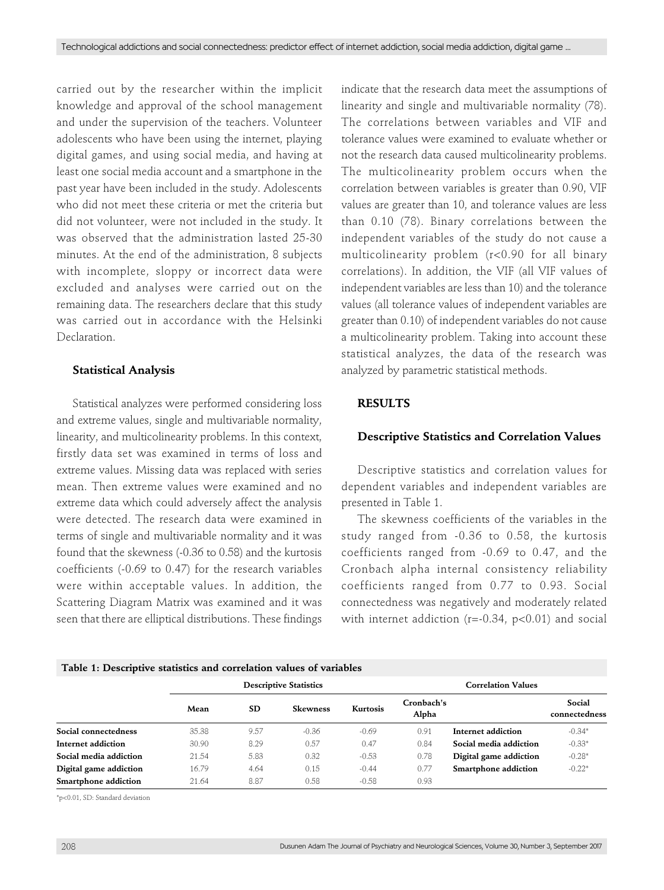carried out by the researcher within the implicit knowledge and approval of the school management and under the supervision of the teachers. Volunteer adolescents who have been using the internet, playing digital games, and using social media, and having at least one social media account and a smartphone in the past year have been included in the study. Adolescents who did not meet these criteria or met the criteria but did not volunteer, were not included in the study. It was observed that the administration lasted 25-30 minutes. At the end of the administration, 8 subjects with incomplete, sloppy or incorrect data were excluded and analyses were carried out on the remaining data. The researchers declare that this study was carried out in accordance with the Helsinki Declaration.

### Statistical Analysis

Statistical analyzes were performed considering loss and extreme values, single and multivariable normality, linearity, and multicolinearity problems. In this context, firstly data set was examined in terms of loss and extreme values. Missing data was replaced with series mean. Then extreme values were examined and no extreme data which could adversely affect the analysis were detected. The research data were examined in terms of single and multivariable normality and it was found that the skewness (-0.36 to 0.58) and the kurtosis coefficients (-0.69 to 0.47) for the research variables were within acceptable values. In addition, the Scattering Diagram Matrix was examined and it was seen that there are elliptical distributions. These findings indicate that the research data meet the assumptions of linearity and single and multivariable normality (78). The correlations between variables and VIF and tolerance values were examined to evaluate whether or not the research data caused multicolinearity problems. The multicolinearity problem occurs when the correlation between variables is greater than 0.90, VIF values are greater than 10, and tolerance values are less than 0.10 (78). Binary correlations between the independent variables of the study do not cause a multicolinearity problem ($r<0.90$ for all binary correlations). In addition, the VIF (all VIF values of independent variables are less than 10) and the tolerance values (all tolerance values of independent variables are greater than 0.10) of independent variables do not cause a multicolinearity problem. Taking into account these statistical analyzes, the data of the research was analyzed by parametric statistical methods.

## RESULTS

### Descriptive Statistics and Correlation Values

Descriptive statistics and correlation values for dependent variables and independent variables are presented in Table 1.

The skewness coefficients of the variables in the study ranged from -0.36 to 0.58, the kurtosis coefficients ranged from -0.69 to 0.47, and the Cronbach alpha internal consistency reliability coefficients ranged from 0.77 to 0.93. Social connectedness was negatively and moderately related with internet addiction ($r=-0.34$, $p<0.01$) and social

**Table 1: Descriptive statistics and correlation values of variables**

| | Descriptive Statistics | | | | | Correlation Values | |
|---|---|---|---|---|---|---|---|
| | Mean | SD | Skewness | Kurtosis | Cronbach's Alpha | | Social connectedness |
| **Social connectedness** | 35.38 | 9.57 | -0.36 | -0.69 | 0.91 | **Internet addiction** | -0.34* |
| **Internet addiction** | 30.90 | 8.29 | 0.57 | 0.47 | 0.84 | **Social media addiction** | -0.33* |
| **Social media addiction** | 21.54 | 5.83 | 0.32 | -0.53 | 0.78 | **Digital game addiction** | -0.28* |
| **Digital game addiction** | 16.79 | 4.64 | 0.15 | -0.44 | 0.77 | **Smartphone addiction** | -0.22* |
| **Smartphone addiction** | 21.64 | 8.87 | 0.58 | -0.58 | 0.93 | | |

*p<0.01, SD: Standard deviation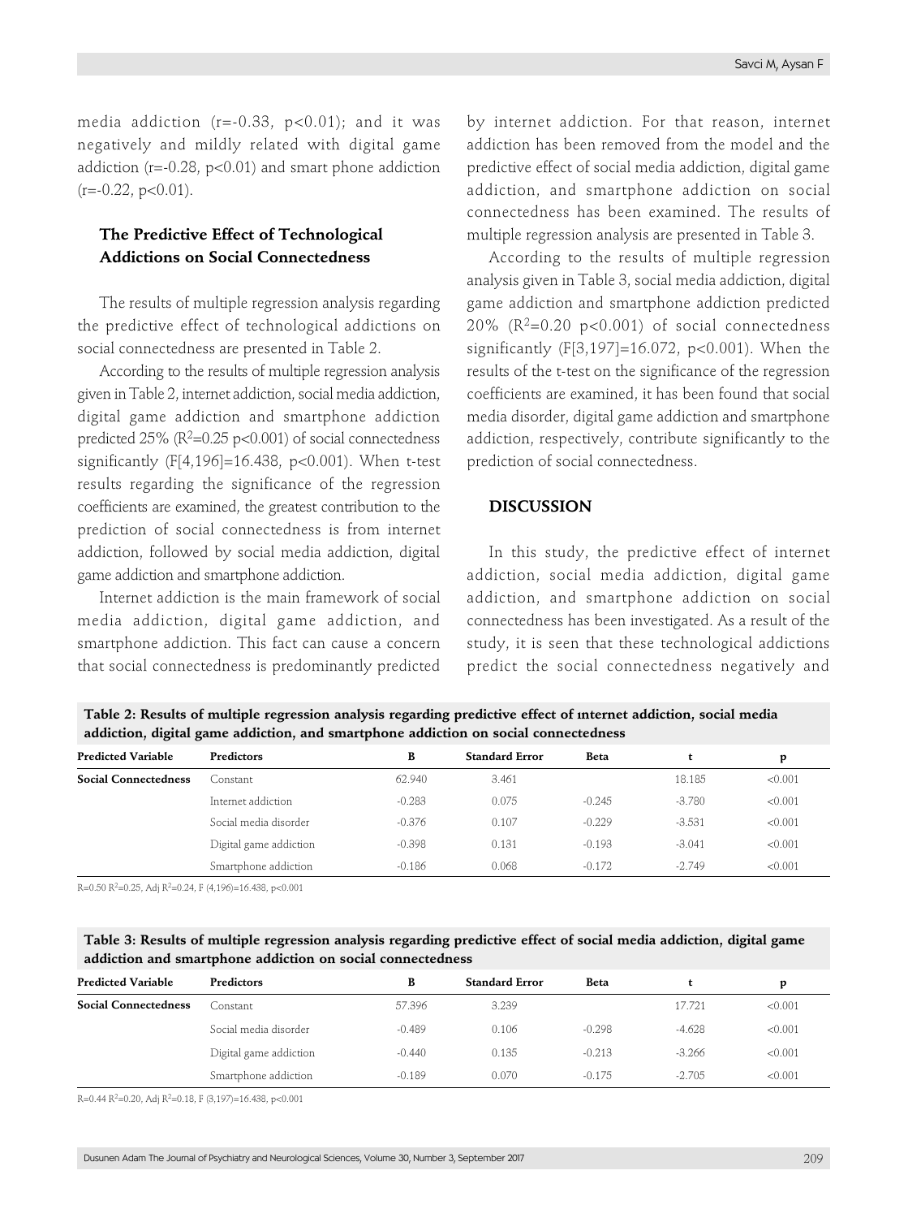media addiction ($r=-0.33$, $p<0.01$); and it was negatively and mildly related with digital game addiction ($r=-0.28$, $p<0.01$) and smart phone addiction ($r=-0.22$, $p<0.01$).

### The Predictive Effect of Technological Addictions on Social Connectedness

The results of multiple regression analysis regarding the predictive effect of technological addictions on social connectedness are presented in Table 2.

According to the results of multiple regression analysis given in Table 2, internet addiction, social media addiction, digital game addiction and smartphone addiction predicted 25% ($R^2=0.25$ $p<0.001$) of social connectedness significantly ($F[4,196]=16.438$, $p<0.001$). When t-test results regarding the significance of the regression coefficients are examined, the greatest contribution to the prediction of social connectedness is from internet addiction, followed by social media addiction, digital game addiction and smartphone addiction.

Internet addiction is the main framework of social media addiction, digital game addiction, and smartphone addiction. This fact can cause a concern that social connectedness is predominantly predicted by internet addiction. For that reason, internet addiction has been removed from the model and the predictive effect of social media addiction, digital game addiction, and smartphone addiction on social connectedness has been examined. The results of multiple regression analysis are presented in Table 3.

According to the results of multiple regression analysis given in Table 3, social media addiction, digital game addiction and smartphone addiction predicted 20% ($R^2=0.20$ $p<0.001$) of social connectedness significantly ($F[3,197]=16.072$, $p<0.001$). When the results of the t-test on the significance of the regression coefficients are examined, it has been found that social media disorder, digital game addiction and smartphone addiction, respectively, contribute significantly to the prediction of social connectedness.

## DISCUSSION

In this study, the predictive effect of internet addiction, social media addiction, digital game addiction, and smartphone addiction on social connectedness has been investigated. As a result of the study, it is seen that these technological addictions predict the social connectedness negatively and

**Table 2: Results of multiple regression analysis regarding predictive effect of ınternet addiction, social media addiction, digital game addiction, and smartphone addiction on social connectedness**

| Predicted Variable | Predictors | B | Standard Error | Beta | t | p |
|---|---|---|---|---|---|---|
| **Social Connectedness** | Constant | 62.940 | 3.461 | | 18.185 | <0.001 |
| | Internet addiction | -0.283 | 0.075 | -0.245 | -3.780 | <0.001 |
| | Social media disorder | -0.376 | 0.107 | -0.229 | -3.531 | <0.001 |
| | Digital game addiction | -0.398 | 0.131 | -0.193 | -3.041 | <0.001 |
| | Smartphone addiction | -0.186 | 0.068 | -0.172 | -2.749 | <0.001 |

$R=0.50$ $R^2=0.25$, Adj $R^2=0.24$, $F(4,196)=16.438$, $p<0.001$

**Table 3: Results of multiple regression analysis regarding predictive effect of social media addiction, digital game addiction and smartphone addiction on social connectedness**

| Predicted Variable | Predictors | B | Standard Error | Beta | t | p |
|---|---|---|---|---|---|---|
| **Social Connectedness** | Constant | 57.396 | 3.239 | | 17.721 | <0.001 |
| | Social media disorder | -0.489 | 0.106 | -0.298 | -4.628 | <0.001 |
| | Digital game addiction | -0.440 | 0.135 | -0.213 | -3.266 | <0.001 |
| | Smartphone addiction | -0.189 | 0.070 | -0.175 | -2.705 | <0.001 |

$R=0.44$ $R^2=0.20$, Adj $R^2=0.18$, $F(3,197)=16.438$, $p<0.001$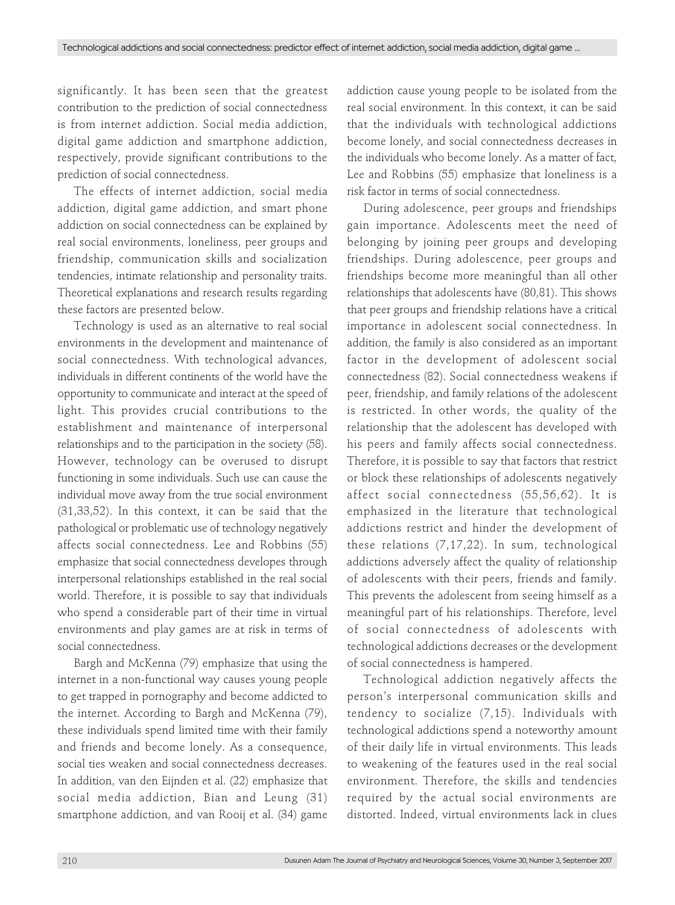significantly. It has been seen that the greatest contribution to the prediction of social connectedness is from internet addiction. Social media addiction, digital game addiction and smartphone addiction, respectively, provide significant contributions to the prediction of social connectedness.

The effects of internet addiction, social media addiction, digital game addiction, and smart phone addiction on social connectedness can be explained by real social environments, loneliness, peer groups and friendship, communication skills and socialization tendencies, intimate relationship and personality traits. Theoretical explanations and research results regarding these factors are presented below.

Technology is used as an alternative to real social environments in the development and maintenance of social connectedness. With technological advances, individuals in different continents of the world have the opportunity to communicate and interact at the speed of light. This provides crucial contributions to the establishment and maintenance of interpersonal relationships and to the participation in the society (58). However, technology can be overused to disrupt functioning in some individuals. Such use can cause the individual move away from the true social environment (31,33,52). In this context, it can be said that the pathological or problematic use of technology negatively affects social connectedness. Lee and Robbins (55) emphasize that social connectedness developes through interpersonal relationships established in the real social world. Therefore, it is possible to say that individuals who spend a considerable part of their time in virtual environments and play games are at risk in terms of social connectedness.

Bargh and McKenna (79) emphasize that using the internet in a non-functional way causes young people to get trapped in pornography and become addicted to the internet. According to Bargh and McKenna (79), these individuals spend limited time with their family and friends and become lonely. As a consequence, social ties weaken and social connectedness decreases. In addition, van den Eijnden et al. (22) emphasize that social media addiction, Bian and Leung (31) smartphone addiction, and van Rooij et al. (34) game addiction cause young people to be isolated from the real social environment. In this context, it can be said that the individuals with technological addictions become lonely, and social connectedness decreases in the individuals who become lonely. As a matter of fact, Lee and Robbins (55) emphasize that loneliness is a risk factor in terms of social connectedness.

During adolescence, peer groups and friendships gain importance. Adolescents meet the need of belonging by joining peer groups and developing friendships. During adolescence, peer groups and friendships become more meaningful than all other relationships that adolescents have (80,81). This shows that peer groups and friendship relations have a critical importance in adolescent social connectedness. In addition, the family is also considered as an important factor in the development of adolescent social connectedness (82). Social connectedness weakens if peer, friendship, and family relations of the adolescent is restricted. In other words, the quality of the relationship that the adolescent has developed with his peers and family affects social connectedness. Therefore, it is possible to say that factors that restrict or block these relationships of adolescents negatively affect social connectedness (55,56,62). It is emphasized in the literature that technological addictions restrict and hinder the development of these relations (7,17,22). In sum, technological addictions adversely affect the quality of relationship of adolescents with their peers, friends and family. This prevents the adolescent from seeing himself as a meaningful part of his relationships. Therefore, level of social connectedness of adolescents with technological addictions decreases or the development of social connectedness is hampered.

Technological addiction negatively affects the person's interpersonal communication skills and tendency to socialize (7,15). Individuals with technological addictions spend a noteworthy amount of their daily life in virtual environments. This leads to weakening of the features used in the real social environment. Therefore, the skills and tendencies required by the actual social environments are distorted. Indeed, virtual environments lack in clues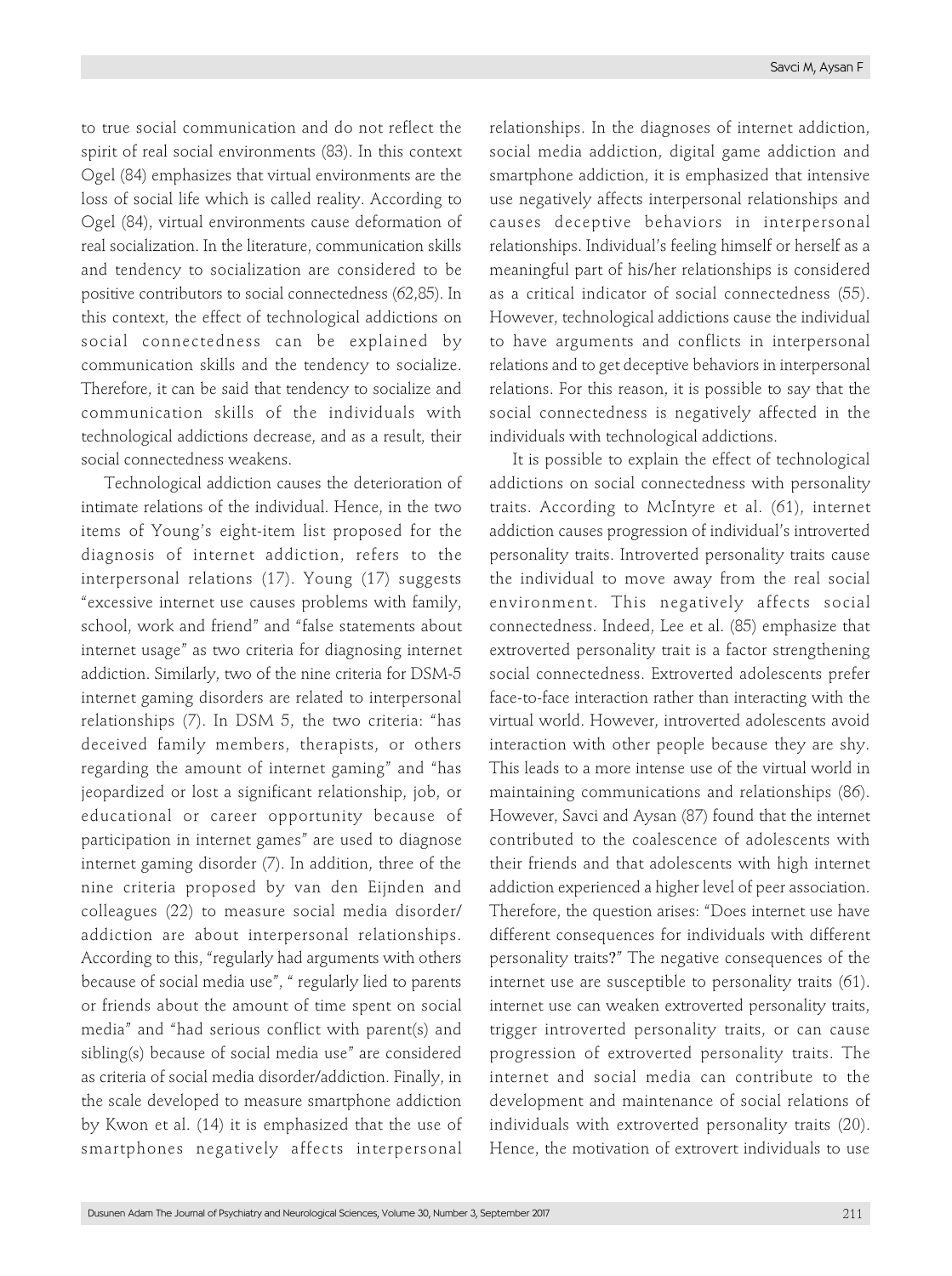to true social communication and do not reflect the spirit of real social environments (83). In this context Ogel (84) emphasizes that virtual environments are the loss of social life which is called reality. According to Ogel (84), virtual environments cause deformation of real socialization. In the literature, communication skills and tendency to socialization are considered to be positive contributors to social connectedness (62,85). In this context, the effect of technological addictions on social connectedness can be explained by communication skills and the tendency to socialize. Therefore, it can be said that tendency to socialize and communication skills of the individuals with technological addictions decrease, and as a result, their social connectedness weakens.

Technological addiction causes the deterioration of intimate relations of the individual. Hence, in the two items of Young's eight-item list proposed for the diagnosis of internet addiction, refers to the interpersonal relations (17). Young (17) suggests "excessive internet use causes problems with family, school, work and friend" and "false statements about internet usage" as two criteria for diagnosing internet addiction. Similarly, two of the nine criteria for DSM-5 internet gaming disorders are related to interpersonal relationships (7). In DSM 5, the two criteria: "has deceived family members, therapists, or others regarding the amount of internet gaming" and "has jeopardized or lost a significant relationship, job, or educational or career opportunity because of participation in internet games" are used to diagnose internet gaming disorder (7). In addition, three of the nine criteria proposed by van den Eijnden and colleagues (22) to measure social media disorder/addiction are about interpersonal relationships. According to this, "regularly had arguments with others because of social media use", " regularly lied to parents or friends about the amount of time spent on social media" and "had serious conflict with parent(s) and sibling(s) because of social media use" are considered as criteria of social media disorder/addiction. Finally, in the scale developed to measure smartphone addiction by Kwon et al. (14) it is emphasized that the use of smartphones negatively affects interpersonal relationships. In the diagnoses of internet addiction, social media addiction, digital game addiction and smartphone addiction, it is emphasized that intensive use negatively affects interpersonal relationships and causes deceptive behaviors in interpersonal relationships. Individual's feeling himself or herself as a meaningful part of his/her relationships is considered as a critical indicator of social connectedness (55). However, technological addictions cause the individual to have arguments and conflicts in interpersonal relations and to get deceptive behaviors in interpersonal relations. For this reason, it is possible to say that the social connectedness is negatively affected in the individuals with technological addictions.

It is possible to explain the effect of technological addictions on social connectedness with personality traits. According to McIntyre et al. (61), internet addiction causes progression of individual's introverted personality traits. Introverted personality traits cause the individual to move away from the real social environment. This negatively affects social connectedness. Indeed, Lee et al. (85) emphasize that extroverted personality trait is a factor strengthening social connectedness. Extroverted adolescents prefer face-to-face interaction rather than interacting with the virtual world. However, introverted adolescents avoid interaction with other people because they are shy. This leads to a more intense use of the virtual world in maintaining communications and relationships (86). However, Savci and Aysan (87) found that the internet contributed to the coalescence of adolescents with their friends and that adolescents with high internet addiction experienced a higher level of peer association. Therefore, the question arises: "Does internet use have different consequences for individuals with different personality traits?" The negative consequences of the internet use are susceptible to personality traits (61). internet use can weaken extroverted personality traits, trigger introverted personality traits, or can cause progression of extroverted personality traits. The internet and social media can contribute to the development and maintenance of social relations of individuals with extroverted personality traits (20). Hence, the motivation of extrovert individuals to use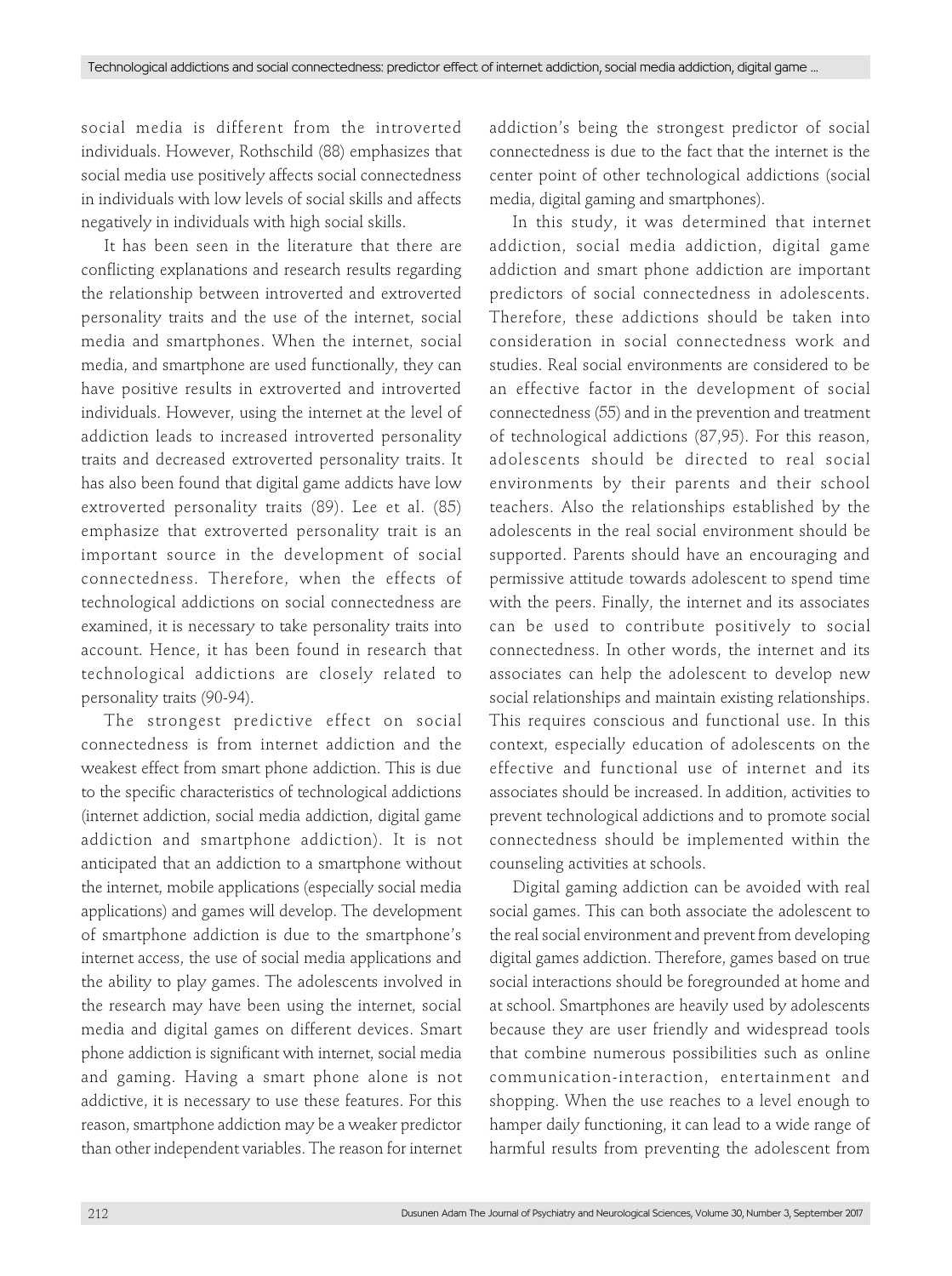social media is different from the introverted individuals. However, Rothschild (88) emphasizes that social media use positively affects social connectedness in individuals with low levels of social skills and affects negatively in individuals with high social skills.

It has been seen in the literature that there are conflicting explanations and research results regarding the relationship between introverted and extroverted personality traits and the use of the internet, social media and smartphones. When the internet, social media, and smartphone are used functionally, they can have positive results in extroverted and introverted individuals. However, using the internet at the level of addiction leads to increased introverted personality traits and decreased extroverted personality traits. It has also been found that digital game addicts have low extroverted personality traits (89). Lee et al. (85) emphasize that extroverted personality trait is an important source in the development of social connectedness. Therefore, when the effects of technological addictions on social connectedness are examined, it is necessary to take personality traits into account. Hence, it has been found in research that technological addictions are closely related to personality traits (90-94).

The strongest predictive effect on social connectedness is from internet addiction and the weakest effect from smart phone addiction. This is due to the specific characteristics of technological addictions (internet addiction, social media addiction, digital game addiction and smartphone addiction). It is not anticipated that an addiction to a smartphone without the internet, mobile applications (especially social media applications) and games will develop. The development of smartphone addiction is due to the smartphone's internet access, the use of social media applications and the ability to play games. The adolescents involved in the research may have been using the internet, social media and digital games on different devices. Smart phone addiction is significant with internet, social media and gaming. Having a smart phone alone is not addictive, it is necessary to use these features. For this reason, smartphone addiction may be a weaker predictor than other independent variables. The reason for internet addiction's being the strongest predictor of social connectedness is due to the fact that the internet is the center point of other technological addictions (social media, digital gaming and smartphones).

In this study, it was determined that internet addiction, social media addiction, digital game addiction and smart phone addiction are important predictors of social connectedness in adolescents. Therefore, these addictions should be taken into consideration in social connectedness work and studies. Real social environments are considered to be an effective factor in the development of social connectedness (55) and in the prevention and treatment of technological addictions (87,95). For this reason, adolescents should be directed to real social environments by their parents and their school teachers. Also the relationships established by the adolescents in the real social environment should be supported. Parents should have an encouraging and permissive attitude towards adolescent to spend time with the peers. Finally, the internet and its associates can be used to contribute positively to social connectedness. In other words, the internet and its associates can help the adolescent to develop new social relationships and maintain existing relationships. This requires conscious and functional use. In this context, especially education of adolescents on the effective and functional use of internet and its associates should be increased. In addition, activities to prevent technological addictions and to promote social connectedness should be implemented within the counseling activities at schools.

Digital gaming addiction can be avoided with real social games. This can both associate the adolescent to the real social environment and prevent from developing digital games addiction. Therefore, games based on true social interactions should be foregrounded at home and at school. Smartphones are heavily used by adolescents because they are user friendly and widespread tools that combine numerous possibilities such as online communication-interaction, entertainment and shopping. When the use reaches to a level enough to hamper daily functioning, it can lead to a wide range of harmful results from preventing the adolescent from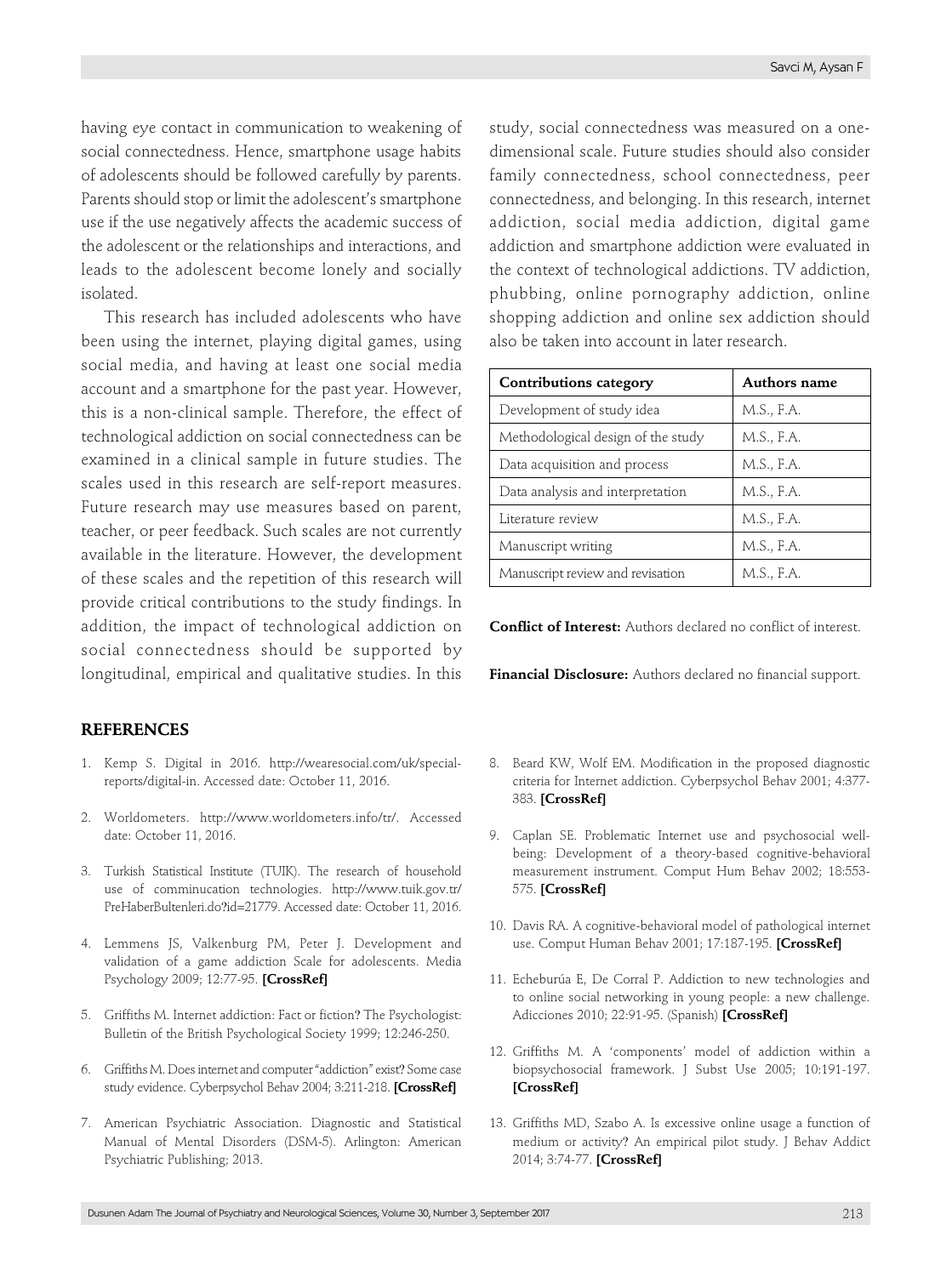having eye contact in communication to weakening of social connectedness. Hence, smartphone usage habits of adolescents should be followed carefully by parents. Parents should stop or limit the adolescent's smartphone use if the use negatively affects the academic success of the adolescent or the relationships and interactions, and leads to the adolescent become lonely and socially isolated.

This research has included adolescents who have been using the internet, playing digital games, using social media, and having at least one social media account and a smartphone for the past year. However, this is a non-clinical sample. Therefore, the effect of technological addiction on social connectedness can be examined in a clinical sample in future studies. The scales used in this research are self-report measures. Future research may use measures based on parent, teacher, or peer feedback. Such scales are not currently available in the literature. However, the development of these scales and the repetition of this research will provide critical contributions to the study findings. In addition, the impact of technological addiction on social connectedness should be supported by longitudinal, empirical and qualitative studies. In this study, social connectedness was measured on a one-dimensional scale. Future studies should also consider family connectedness, school connectedness, peer connectedness, and belonging. In this research, internet addiction, social media addiction, digital game addiction and smartphone addiction were evaluated in the context of technological addictions. TV addiction, phubbing, online pornography addiction, online shopping addiction and online sex addiction should also be taken into account in later research.

| Contributions category | Authors name |
|---|---|
| Development of study idea | M.S., F.A. |
| Methodological design of the study | M.S., F.A. |
| Data acquisition and process | M.S., F.A. |
| Data analysis and interpretation | M.S., F.A. |
| Literature review | M.S., F.A. |
| Manuscript writing | M.S., F.A. |
| Manuscript review and revisation | M.S., F.A. |

**Conflict of Interest:** Authors declared no conflict of interest.

**Financial Disclosure:** Authors declared no financial support.

## REFERENCES

1. Kemp S. Digital in 2016. http://wearesocial.com/uk/special-reports/digital-in. Accessed date: October 11, 2016.
2. Worldometers. http://www.worldometers.info/tr/. Accessed date: October 11, 2016.
3. Turkish Statistical Institute (TUIK). The research of household use of comminucation technologies. http://www.tuik.gov.tr/PreHaberBultenleri.do?id=21779. Accessed date: October 11, 2016.
4. Lemmens JS, Valkenburg PM, Peter J. Development and validation of a game addiction Scale for adolescents. Media Psychology 2009; 12:77-95. **[CrossRef]**
5. Griffiths M. Internet addiction: Fact or fiction? The Psychologist: Bulletin of the British Psychological Society 1999; 12:246-250.
6. Griffiths M. Does internet and computer "addiction" exist? Some case study evidence. Cyberpsychol Behav 2004; 3:211-218. **[CrossRef]**
7. American Psychiatric Association. Diagnostic and Statistical Manual of Mental Disorders (DSM-5). Arlington: American Psychiatric Publishing; 2013.
8. Beard KW, Wolf EM. Modification in the proposed diagnostic criteria for Internet addiction. Cyberpsychol Behav 2001; 4:377-383. **[CrossRef]**
9. Caplan SE. Problematic Internet use and psychosocial well-being: Development of a theory-based cognitive-behavioral measurement instrument. Comput Hum Behav 2002; 18:553-575. **[CrossRef]**
10. Davis RA. A cognitive-behavioral model of pathological internet use. Comput Human Behav 2001; 17:187-195. **[CrossRef]**
11. Echeburúa E, De Corral P. Addiction to new technologies and to online social networking in young people: a new challenge. Adicciones 2010; 22:91-95. (Spanish) **[CrossRef]**
12. Griffiths M. A 'components' model of addiction within a biopsychosocial framework. J Subst Use 2005; 10:191-197. **[CrossRef]**
13. Griffiths MD, Szabo A. Is excessive online usage a function of medium or activity? An empirical pilot study. J Behav Addict 2014; 3:74-77. **[CrossRef]**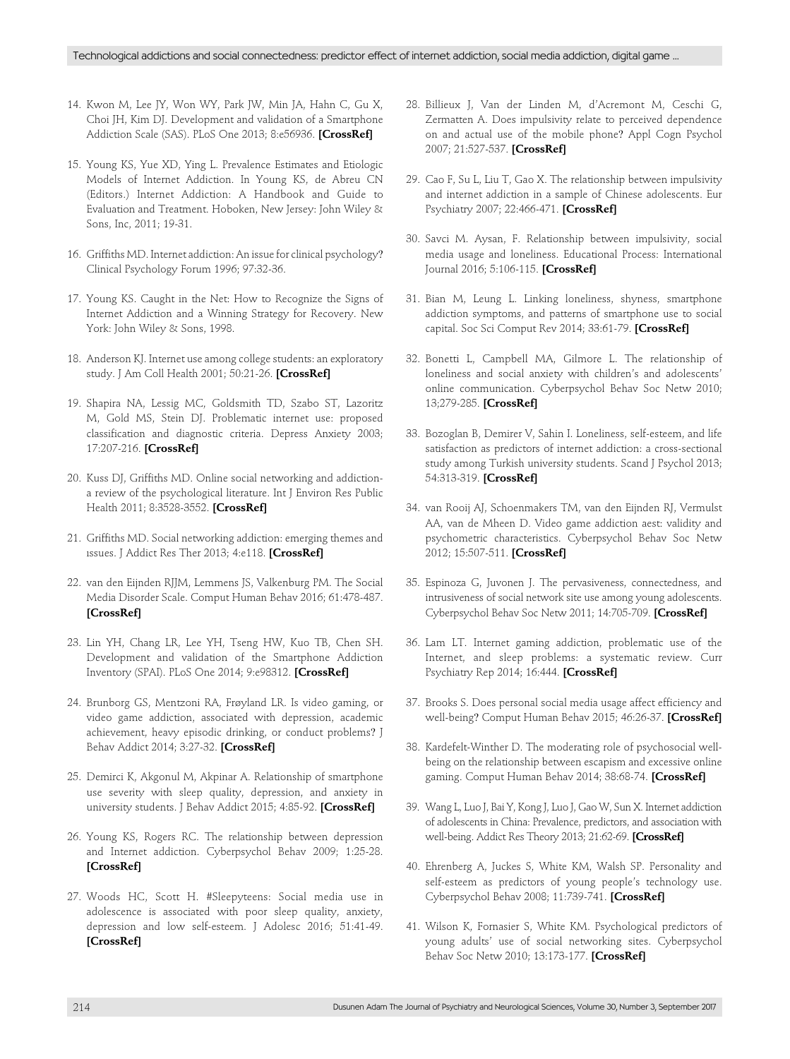14. Kwon M, Lee JY, Won WY, Park JW, Min JA, Hahn C, Gu X, Choi JH, Kim DJ. Development and validation of a Smartphone Addiction Scale (SAS). PLoS One 2013; 8:e56936. **[CrossRef]**

15. Young KS, Yue XD, Ying L. Prevalence Estimates and Etiologic Models of Internet Addiction. In Young KS, de Abreu CN (Editors.) Internet Addiction: A Handbook and Guide to Evaluation and Treatment. Hoboken, New Jersey: John Wiley & Sons, Inc, 2011; 19-31.

16. Griffiths MD. Internet addiction: An issue for clinical psychology? Clinical Psychology Forum 1996; 97:32-36.

17. Young KS. Caught in the Net: How to Recognize the Signs of Internet Addiction and a Winning Strategy for Recovery. New York: John Wiley & Sons, 1998.

18. Anderson KJ. Internet use among college students: an exploratory study. J Am Coll Health 2001; 50:21-26. **[CrossRef]**

19. Shapira NA, Lessig MC, Goldsmith TD, Szabo ST, Lazoritz M, Gold MS, Stein DJ. Problematic internet use: proposed classification and diagnostic criteria. Depress Anxiety 2003; 17:207-216. **[CrossRef]**

20. Kuss DJ, Griffiths MD. Online social networking and addiction- a review of the psychological literature. Int J Environ Res Public Health 2011; 8:3528-3552. **[CrossRef]**

21. Griffiths MD. Social networking addiction: emerging themes and ıssues. J Addict Res Ther 2013; 4:e118. **[CrossRef]**

22. van den Eijnden RJJM, Lemmens JS, Valkenburg PM. The Social Media Disorder Scale. Comput Human Behav 2016; 61:478-487. **[CrossRef]**

23. Lin YH, Chang LR, Lee YH, Tseng HW, Kuo TB, Chen SH. Development and validation of the Smartphone Addiction Inventory (SPAI). PLoS One 2014; 9:e98312. **[CrossRef]**

24. Brunborg GS, Mentzoni RA, Frøyland LR. Is video gaming, or video game addiction, associated with depression, academic achievement, heavy episodic drinking, or conduct problems? J Behav Addict 2014; 3:27-32. **[CrossRef]**

25. Demirci K, Akgonul M, Akpinar A. Relationship of smartphone use severity with sleep quality, depression, and anxiety in university students. J Behav Addict 2015; 4:85-92. **[CrossRef]**

26. Young KS, Rogers RC. The relationship between depression and Internet addiction. Cyberpsychol Behav 2009; 1:25-28. **[CrossRef]**

27. Woods HC, Scott H. #Sleepyteens: Social media use in adolescence is associated with poor sleep quality, anxiety, depression and low self-esteem. J Adolesc 2016; 51:41-49. **[CrossRef]**

28. Billieux J, Van der Linden M, d'Acremont M, Ceschi G, Zermatten A. Does impulsivity relate to perceived dependence on and actual use of the mobile phone? Appl Cogn Psychol 2007; 21:527-537. **[CrossRef]**

29. Cao F, Su L, Liu T, Gao X. The relationship between impulsivity and internet addiction in a sample of Chinese adolescents. Eur Psychiatry 2007; 22:466-471. **[CrossRef]**

30. Savci M. Aysan, F. Relationship between impulsivity, social media usage and loneliness. Educational Process: International Journal 2016; 5:106-115. **[CrossRef]**

31. Bian M, Leung L. Linking loneliness, shyness, smartphone addiction symptoms, and patterns of smartphone use to social capital. Soc Sci Comput Rev 2014; 33:61-79. **[CrossRef]**

32. Bonetti L, Campbell MA, Gilmore L. The relationship of loneliness and social anxiety with children's and adolescents' online communication. Cyberpsychol Behav Soc Netw 2010; 13;279-285. **[CrossRef]**

33. Bozoglan B, Demirer V, Sahin I. Loneliness, self-esteem, and life satisfaction as predictors of internet addiction: a cross-sectional study among Turkish university students. Scand J Psychol 2013; 54:313-319. **[CrossRef]**

34. van Rooij AJ, Schoenmakers TM, van den Eijnden RJ, Vermulst AA, van de Mheen D. Video game addiction aest: validity and psychometric characteristics. Cyberpsychol Behav Soc Netw 2012; 15:507-511. **[CrossRef]**

35. Espinoza G, Juvonen J. The pervasiveness, connectedness, and intrusiveness of social network site use among young adolescents. Cyberpsychol Behav Soc Netw 2011; 14:705-709. **[CrossRef]**

36. Lam LT. Internet gaming addiction, problematic use of the Internet, and sleep problems: a systematic review. Curr Psychiatry Rep 2014; 16:444. **[CrossRef]**

37. Brooks S. Does personal social media usage affect efficiency and well-being? Comput Human Behav 2015; 46:26-37. **[CrossRef]**

38. Kardefelt-Winther D. The moderating role of psychosocial well-being on the relationship between escapism and excessive online gaming. Comput Human Behav 2014; 38:68-74. **[CrossRef]**

39. Wang L, Luo J, Bai Y, Kong J, Luo J, Gao W, Sun X. Internet addiction of adolescents in China: Prevalence, predictors, and association with well-being. Addict Res Theory 2013; 21:62-69. **[CrossRef]**

40. Ehrenberg A, Juckes S, White KM, Walsh SP. Personality and self-esteem as predictors of young people's technology use. Cyberpsychol Behav 2008; 11:739-741. **[CrossRef]**

41. Wilson K, Fornasier S, White KM. Psychological predictors of young adults' use of social networking sites. Cyberpsychol Behav Soc Netw 2010; 13:173-177. **[CrossRef]**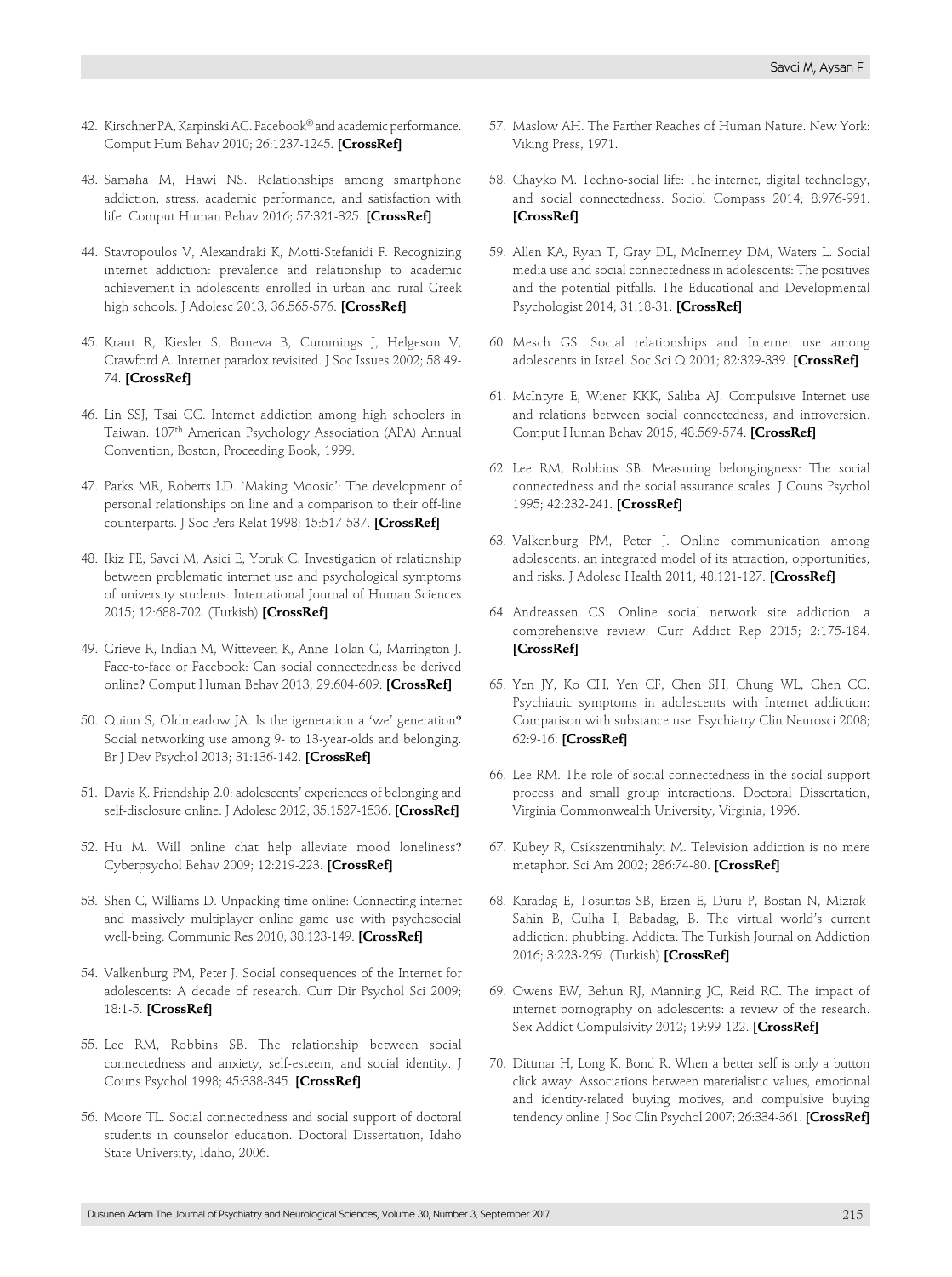42. Kirschner PA, Karpinski AC. Facebook® and academic performance. Comput Hum Behav 2010; 26:1237-1245. **[CrossRef]**

43. Samaha M, Hawi NS. Relationships among smartphone addiction, stress, academic performance, and satisfaction with life. Comput Human Behav 2016; 57:321-325. **[CrossRef]**

44. Stavropoulos V, Alexandraki K, Motti-Stefanidi F. Recognizing internet addiction: prevalence and relationship to academic achievement in adolescents enrolled in urban and rural Greek high schools. J Adolesc 2013; 36:565-576. **[CrossRef]**

45. Kraut R, Kiesler S, Boneva B, Cummings J, Helgeson V, Crawford A. Internet paradox revisited. J Soc Issues 2002; 58:49-74. **[CrossRef]**

46. Lin SSJ, Tsai CC. Internet addiction among high schoolers in Taiwan. 107th American Psychology Association (APA) Annual Convention, Boston, Proceeding Book, 1999.

47. Parks MR, Roberts LD. `Making Moosic': The development of personal relationships on line and a comparison to their off-line counterparts. J Soc Pers Relat 1998; 15:517-537. **[CrossRef]**

48. Ikiz FE, Savci M, Asici E, Yoruk C. Investigation of relationship between problematic internet use and psychological symptoms of university students. International Journal of Human Sciences 2015; 12:688-702. (Turkish) **[CrossRef]**

49. Grieve R, Indian M, Witteveen K, Anne Tolan G, Marrington J. Face-to-face or Facebook: Can social connectedness be derived online? Comput Human Behav 2013; 29:604-609. **[CrossRef]**

50. Quinn S, Oldmeadow JA. Is the igeneration a 'we' generation? Social networking use among 9- to 13-year-olds and belonging. Br J Dev Psychol 2013; 31:136-142. **[CrossRef]**

51. Davis K. Friendship 2.0: adolescents' experiences of belonging and self-disclosure online. J Adolesc 2012; 35:1527-1536. **[CrossRef]**

52. Hu M. Will online chat help alleviate mood loneliness? Cyberpsychol Behav 2009; 12:219-223. **[CrossRef]**

53. Shen C, Williams D. Unpacking time online: Connecting internet and massively multiplayer online game use with psychosocial well-being. Communic Res 2010; 38:123-149. **[CrossRef]**

54. Valkenburg PM, Peter J. Social consequences of the Internet for adolescents: A decade of research. Curr Dir Psychol Sci 2009; 18:1-5. **[CrossRef]**

55. Lee RM, Robbins SB. The relationship between social connectedness and anxiety, self-esteem, and social identity. J Couns Psychol 1998; 45:338-345. **[CrossRef]**

56. Moore TL. Social connectedness and social support of doctoral students in counselor education. Doctoral Dissertation, Idaho State University, Idaho, 2006.

57. Maslow AH. The Farther Reaches of Human Nature. New York: Viking Press, 1971.

58. Chayko M. Techno-social life: The internet, digital technology, and social connectedness. Sociol Compass 2014; 8:976-991. **[CrossRef]**

59. Allen KA, Ryan T, Gray DL, McInerney DM, Waters L. Social media use and social connectedness in adolescents: The positives and the potential pitfalls. The Educational and Developmental Psychologist 2014; 31:18-31. **[CrossRef]**

60. Mesch GS. Social relationships and Internet use among adolescents in Israel. Soc Sci Q 2001; 82:329-339. **[CrossRef]**

61. McIntyre E, Wiener KKK, Saliba AJ. Compulsive Internet use and relations between social connectedness, and introversion. Comput Human Behav 2015; 48:569-574. **[CrossRef]**

62. Lee RM, Robbins SB. Measuring belongingness: The social connectedness and the social assurance scales. J Couns Psychol 1995; 42:232-241. **[CrossRef]**

63. Valkenburg PM, Peter J. Online communication among adolescents: an integrated model of its attraction, opportunities, and risks. J Adolesc Health 2011; 48:121-127. **[CrossRef]**

64. Andreassen CS. Online social network site addiction: a comprehensive review. Curr Addict Rep 2015; 2:175-184. **[CrossRef]**

65. Yen JY, Ko CH, Yen CF, Chen SH, Chung WL, Chen CC. Psychiatric symptoms in adolescents with Internet addiction: Comparison with substance use. Psychiatry Clin Neurosci 2008; 62:9-16. **[CrossRef]**

66. Lee RM. The role of social connectedness in the social support process and small group interactions. Doctoral Dissertation, Virginia Commonwealth University, Virginia, 1996.

67. Kubey R, Csikszentmihalyi M. Television addiction is no mere metaphor. Sci Am 2002; 286:74-80. **[CrossRef]**

68. Karadag E, Tosuntas SB, Erzen E, Duru P, Bostan N, Mizrak-Sahin B, Culha I, Babadag, B. The virtual world's current addiction: phubbing. Addicta: The Turkish Journal on Addiction 2016; 3:223-269. (Turkish) **[CrossRef]**

69. Owens EW, Behun RJ, Manning JC, Reid RC. The impact of internet pornography on adolescents: a review of the research. Sex Addict Compulsivity 2012; 19:99-122. **[CrossRef]**

70. Dittmar H, Long K, Bond R. When a better self is only a button click away: Associations between materialistic values, emotional and identity-related buying motives, and compulsive buying tendency online. J Soc Clin Psychol 2007; 26:334-361. **[CrossRef]**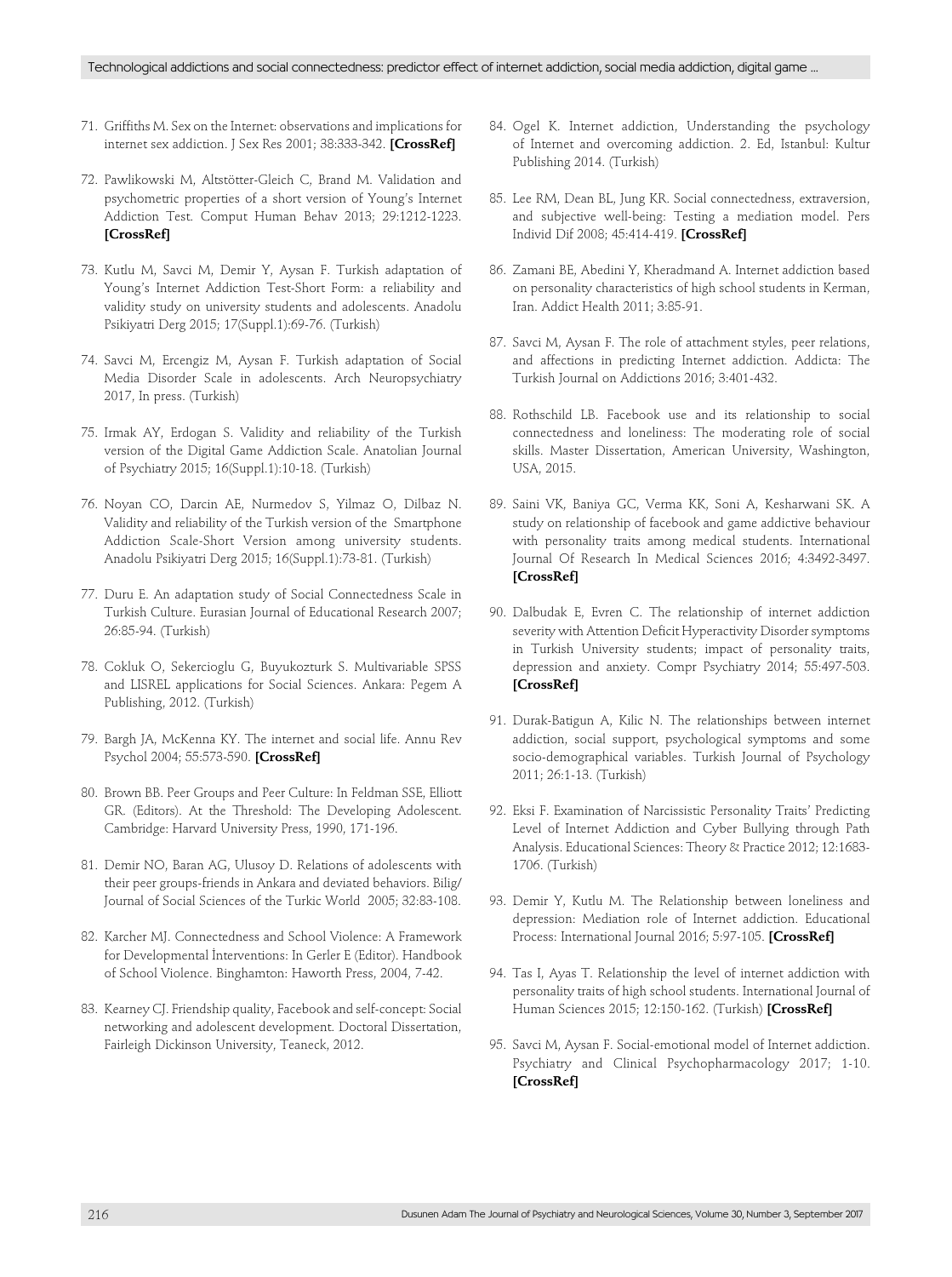71. Griffiths M. Sex on the Internet: observations and implications for internet sex addiction. J Sex Res 2001; 38:333-342. **[CrossRef]**

72. Pawlikowski M, Altstötter-Gleich C, Brand M. Validation and psychometric properties of a short version of Young's Internet Addiction Test. Comput Human Behav 2013; 29:1212-1223. **[CrossRef]**

73. Kutlu M, Savci M, Demir Y, Aysan F. Turkish adaptation of Young's Internet Addiction Test-Short Form: a reliability and validity study on university students and adolescents. Anadolu Psikiyatri Derg 2015; 17(Suppl.1):69-76. (Turkish)

74. Savci M, Ercengiz M, Aysan F. Turkish adaptation of Social Media Disorder Scale in adolescents. Arch Neuropsychiatry 2017, In press. (Turkish)

75. Irmak AY, Erdogan S. Validity and reliability of the Turkish version of the Digital Game Addiction Scale. Anatolian Journal of Psychiatry 2015; 16(Suppl.1):10-18. (Turkish)

76. Noyan CO, Darcin AE, Nurmedov S, Yilmaz O, Dilbaz N. Validity and reliability of the Turkish version of the Smartphone Addiction Scale-Short Version among university students. Anadolu Psikiyatri Derg 2015; 16(Suppl.1):73-81. (Turkish)

77. Duru E. An adaptation study of Social Connectedness Scale in Turkish Culture. Eurasian Journal of Educational Research 2007; 26:85-94. (Turkish)

78. Cokluk O, Sekercioglu G, Buyukozturk S. Multivariable SPSS and LISREL applications for Social Sciences. Ankara: Pegem A Publishing, 2012. (Turkish)

79. Bargh JA, McKenna KY. The internet and social life. Annu Rev Psychol 2004; 55:573-590. **[CrossRef]**

80. Brown BB. Peer Groups and Peer Culture: In Feldman SSE, Elliott GR. (Editors). At the Threshold: The Developing Adolescent. Cambridge: Harvard University Press, 1990, 171-196.

81. Demir NO, Baran AG, Ulusoy D. Relations of adolescents with their peer groups-friends in Ankara and deviated behaviors. Bilig/ Journal of Social Sciences of the Turkic World 2005; 32:83-108.

82. Karcher MJ. Connectedness and School Violence: A Framework for Developmental Interventions: In Gerler E (Editor). Handbook of School Violence. Binghamton: Haworth Press, 2004, 7-42.

83. Kearney CJ. Friendship quality, Facebook and self-concept: Social networking and adolescent development. Doctoral Dissertation, Fairleigh Dickinson University, Teaneck, 2012.

84. Ogel K. Internet addiction, Understanding the psychology of Internet and overcoming addiction. 2. Ed, Istanbul: Kultur Publishing 2014. (Turkish)

85. Lee RM, Dean BL, Jung KR. Social connectedness, extraversion, and subjective well-being: Testing a mediation model. Pers Individ Dif 2008; 45:414-419. **[CrossRef]**

86. Zamani BE, Abedini Y, Kheradmand A. Internet addiction based on personality characteristics of high school students in Kerman, Iran. Addict Health 2011; 3:85-91.

87. Savci M, Aysan F. The role of attachment styles, peer relations, and affections in predicting Internet addiction. Addicta: The Turkish Journal on Addictions 2016; 3:401-432.

88. Rothschild LB. Facebook use and its relationship to social connectedness and loneliness: The moderating role of social skills. Master Dissertation, American University, Washington, USA, 2015.

89. Saini VK, Baniya GC, Verma KK, Soni A, Kesharwani SK. A study on relationship of facebook and game addictive behaviour with personality traits among medical students. International Journal Of Research In Medical Sciences 2016; 4:3492-3497. **[CrossRef]**

90. Dalbudak E, Evren C. The relationship of internet addiction severity with Attention Deficit Hyperactivity Disorder symptoms in Turkish University students; impact of personality traits, depression and anxiety. Compr Psychiatry 2014; 55:497-503. **[CrossRef]**

91. Durak-Batigun A, Kilic N. The relationships between internet addiction, social support, psychological symptoms and some socio-demographical variables. Turkish Journal of Psychology 2011; 26:1-13. (Turkish)

92. Eksi F. Examination of Narcissistic Personality Traits' Predicting Level of Internet Addiction and Cyber Bullying through Path Analysis. Educational Sciences: Theory & Practice 2012; 12:1683-1706. (Turkish)

93. Demir Y, Kutlu M. The Relationship between loneliness and depression: Mediation role of Internet addiction. Educational Process: International Journal 2016; 5:97-105. **[CrossRef]**

94. Tas I, Ayas T. Relationship the level of internet addiction with personality traits of high school students. International Journal of Human Sciences 2015; 12:150-162. (Turkish) **[CrossRef]**

95. Savci M, Aysan F. Social-emotional model of Internet addiction. Psychiatry and Clinical Psychopharmacology 2017; 1-10. **[CrossRef]**